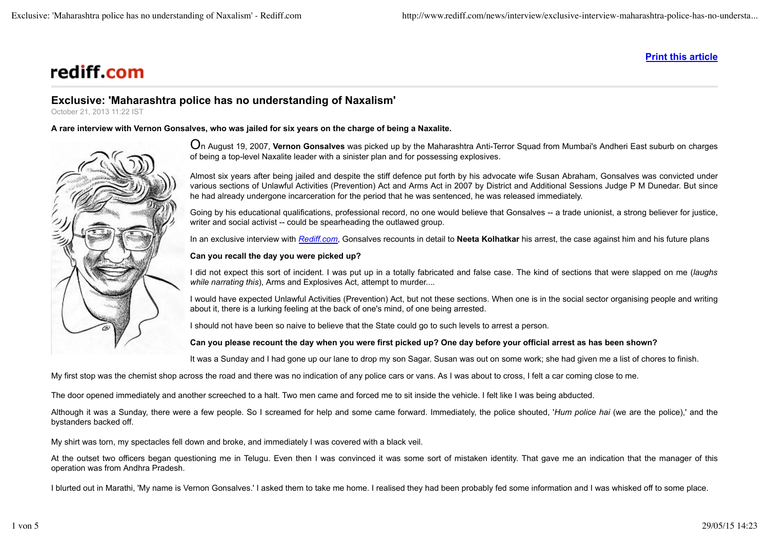rediff.com

# Exclusive: 'Maharashtra police has no understanding of Naxalism'

October 21, 2013 11:22 IST

**A rare interview with Vernon Gonsalves, who was jailed for six years on the charge of being a Naxalite.**

On August 19, 2007, **Vernon Gonsalves** was picked up by the Maharashtra Anti-Terror Squad from Mumbai's Andheri East suburb on charges of being a top-level Naxalite leader with a sinister plan and for possessing explosives.

Almost six years after being jailed and despite the stiff defence put forth by his advocate wife Susan Abraham, Gonsalves was convicted under various sections of Unlawful Activities (Prevention) Act and Arms Act in 2007 by District and Additional Sessions Judge P M Dunedar. But since he had already undergone incarceration for the period that he was sentenced, he was released immediately.

Going by his educational qualifications, professional record, no one would believe that Gonsalves -- a trade unionist, a strong believer for justice, writer and social activist -- could be spearheading the outlawed group.

In an exclusive interview with *Rediff.com*, Gonsalves recounts in detail to **Neeta Kolhatkar** his arrest, the case against him and his future plans

**Can you recall the day you were picked up?**

I did not expect this sort of incident. I was put up in a totally fabricated and false case. The kind of sections that were slapped on me (*laughs while narrating this*), Arms and Explosives Act, attempt to murder....

I would have expected Unlawful Activities (Prevention) Act, but not these sections. When one is in the social sector organising people and writing about it, there is a lurking feeling at the back of one's mind, of one being arrested.

I should not have been so naive to believe that the State could go to such levels to arrest a person.

**Can you please recount the day when you were first picked up? One day before your official arrest as has been shown?**

It was a Sunday and I had gone up our lane to drop my son Sagar. Susan was out on some work; she had given me a list of chores to finish.

My first stop was the chemist shop across the road and there was no indication of any police cars or vans. As I was about to cross, I felt a car coming close to me.

The door opened immediately and another screeched to a halt. Two men came and forced me to sit inside the vehicle. I felt like I was being abducted.

Although it was a Sunday, there were a few people. So I screamed for help and some came forward. Immediately, the police shouted, '*Hum police hai* (we are the police),' and the bystanders backed off.

My shirt was torn, my spectacles fell down and broke, and immediately I was covered with a black veil.

At the outset two officers began questioning me in Telugu. Even then I was convinced it was some sort of mistaken identity. That gave me an indication that the manager of this operation was from Andhra Pradesh.

I blurted out in Marathi, 'My name is Vernon Gonsalves.' I asked them to take me home. I realised they had been probably fed some information and I was whisked off to some place.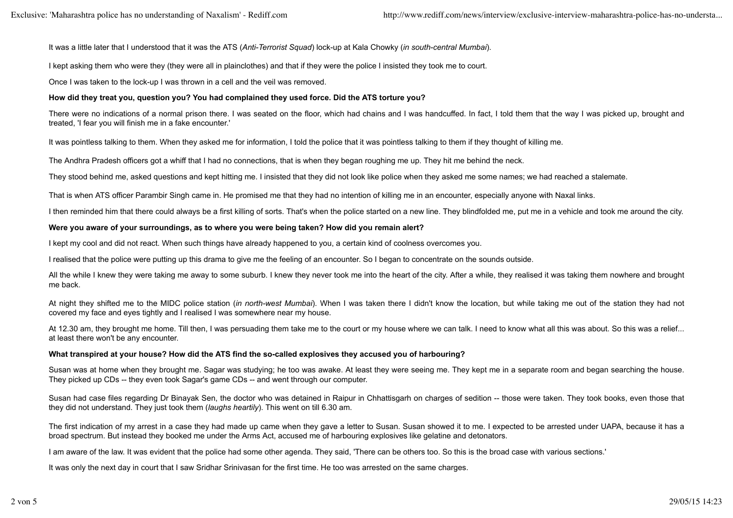It was a little later that I understood that it was the ATS (*Anti-Terrorist Squad*) lock-up at Kala Chowky (*in south-central Mumbai*).

I kept asking them who were they (they were all in plainclothes) and that if they were the police I insisted they took me to court.

Once I was taken to the lock-up I was thrown in a cell and the veil was removed.

**How did they treat you, question you? You had complained they used force. Did the ATS torture you?**

There were no indications of a normal prison there. I was seated on the floor, which had chains and I was handcuffed. In fact, I told them that the way I was picked up, brought and treated, 'I fear you will finish me in a fake encounter.'

It was pointless talking to them. When they asked me for information, I told the police that it was pointless talking to them if they thought of killing me.

The Andhra Pradesh officers got a whiff that I had no connections, that is when they began roughing me up. They hit me behind the neck.

They stood behind me, asked questions and kept hitting me. I insisted that they did not look like police when they asked me some names; we had reached a stalemate.

That is when ATS officer Parambir Singh came in. He promised me that they had no intention of killing me in an encounter, especially anyone with Naxal links.

I then reminded him that there could always be a first killing of sorts. That's when the police started on a new line. They blindfolded me, put me in a vehicle and took me around the city.

**Were you aware of your surroundings, as to where you were being taken? How did you remain alert?**

I kept my cool and did not react. When such things have already happened to you, a certain kind of coolness overcomes you.

I realised that the police were putting up this drama to give me the feeling of an encounter. So I began to concentrate on the sounds outside.

All the while I knew they were taking me away to some suburb. I knew they never took me into the heart of the city. After a while, they realised it was taking them nowhere and brought me back.

At night they shifted me to the MIDC police station (*in north-west Mumbai*). When I was taken there I didn't know the location, but while taking me out of the station they had not covered my face and eyes tightly and I realised I was somewhere near my house.

At 12.30 am, they brought me home. Till then, I was persuading them take me to the court or my house where we can talk. I need to know what all this was about. So this was a relief... at least there won't be any encounter.

**What transpired at your house? How did the ATS find the so-called explosives they accused you of harbouring?**

Susan was at home when they brought me. Sagar was studying; he too was awake. At least they were seeing me. They kept me in a separate room and began searching the house. They picked up CDs -- they even took Sagar's game CDs -- and went through our computer.

Susan had case files regarding Dr Binayak Sen, the doctor who was detained in Raipur in Chhattisgarh on charges of sedition -- those were taken. They took books, even those that they did not understand. They just took them (*laughs heartily*). This went on till 6.30 am.

The first indication of my arrest in a case they had made up came when they gave a letter to Susan. Susan showed it to me. I expected to be arrested under UAPA, because it has a broad spectrum. But instead they booked me under the Arms Act, accused me of harbouring explosives like gelatine and detonators.

I am aware of the law. It was evident that the police had some other agenda. They said, 'There can be others too. So this is the broad case with various sections.'

It was only the next day in court that I saw Sridhar Srinivasan for the first time. He too was arrested on the same charges.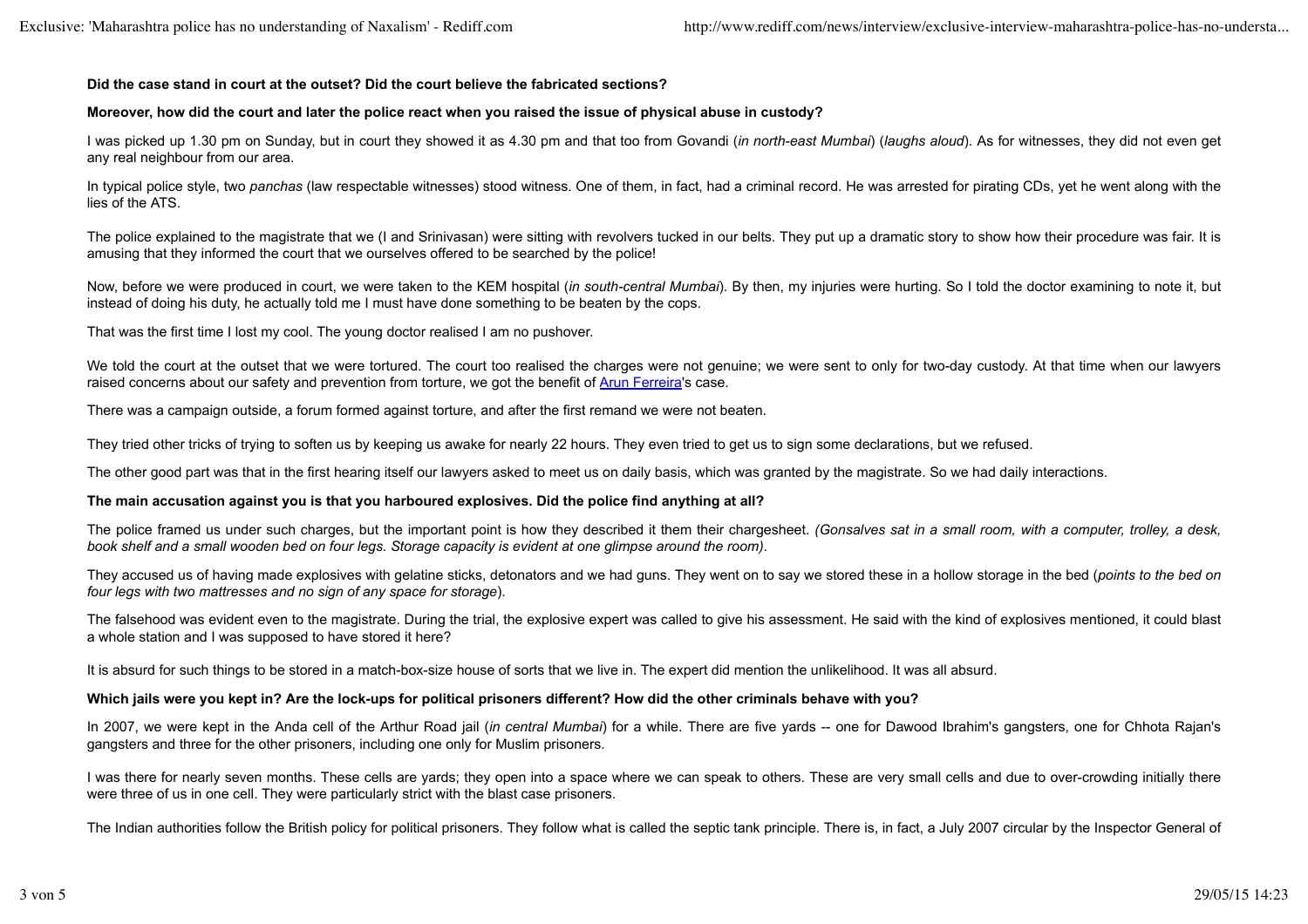**Did the case stand in court at the outset? Did the court believe the fabricated sections?**

**Moreover, how did the court and later the police react when you raised the issue of physical abuse in custody?**

I was picked up 1.30 pm on Sunday, but in court they showed it as 4.30 pm and that too from Govandi (*in north-east Mumbai*) (*laughs aloud*). As for witnesses, they did not even get any real neighbour from our area.

In typical police style, two *panchas* (law respectable witnesses) stood witness. One of them, in fact, had a criminal record. He was arrested for pirating CDs, yet he went along with the lies of the ATS.

The police explained to the magistrate that we (I and Srinivasan) were sitting with revolvers tucked in our belts. They put up a dramatic story to show how their procedure was fair. It is amusing that they informed the court that we ourselves offered to be searched by the police!

Now, before we were produced in court, we were taken to the KEM hospital (*in south-central Mumbai*). By then, my injuries were hurting. So I told the doctor examining to note it, but instead of doing his duty, he actually told me I must have done something to be beaten by the cops.

That was the first time I lost my cool. The young doctor realised I am no pushover.

We told the court at the outset that we were tortured. The court too realised the charges were not genuine; we were sent to only for two-day custody. At that time when our lawyers raised concerns about our safety and prevention from torture, we got the benefit of [Arun Ferreira]'s case.

There was a campaign outside, a forum formed against torture, and after the first remand we were not beaten.

They tried other tricks of trying to soften us by keeping us awake for nearly 22 hours. They even tried to get us to sign some declarations, but we refused.

The other good part was that in the first hearing itself our lawyers asked to meet us on daily basis, which was granted by the magistrate. So we had daily interactions.

**The main accusation against you is that you harboured explosives. Did the police find anything at all?**

The police framed us under such charges, but the important point is how they described it them their chargesheet. *(Gonsalves sat in a small room, with a computer, trolley, a desk, book shelf and a small wooden bed on four legs. Storage capacity is evident at one glimpse around the room)*.

They accused us of having made explosives with gelatine sticks, detonators and we had guns. They went on to say we stored these in a hollow storage in the bed (*points to the bed on four legs with two mattresses and no sign of any space for storage*).

The falsehood was evident even to the magistrate. During the trial, the explosive expert was called to give his assessment. He said with the kind of explosives mentioned, it could blast a whole station and I was supposed to have stored it here?

It is absurd for such things to be stored in a match-box-size house of sorts that we live in. The expert did mention the unlikelihood. It was all absurd.

**Which jails were you kept in? Are the lock-ups for political prisoners different? How did the other criminals behave with you?**

In 2007, we were kept in the Anda cell of the Arthur Road jail (*in central Mumbai*) for a while. There are five yards -- one for Dawood Ibrahim's gangsters, one for Chhota Rajan's gangsters and three for the other prisoners, including one only for Muslim prisoners.

I was there for nearly seven months. These cells are yards; they open into a space where we can speak to others. These are very small cells and due to over-crowding initially there were three of us in one cell. They were particularly strict with the blast case prisoners.

The Indian authorities follow the British policy for political prisoners. They follow what is called the septic tank principle. There is, in fact, a July 2007 circular by the Inspector General of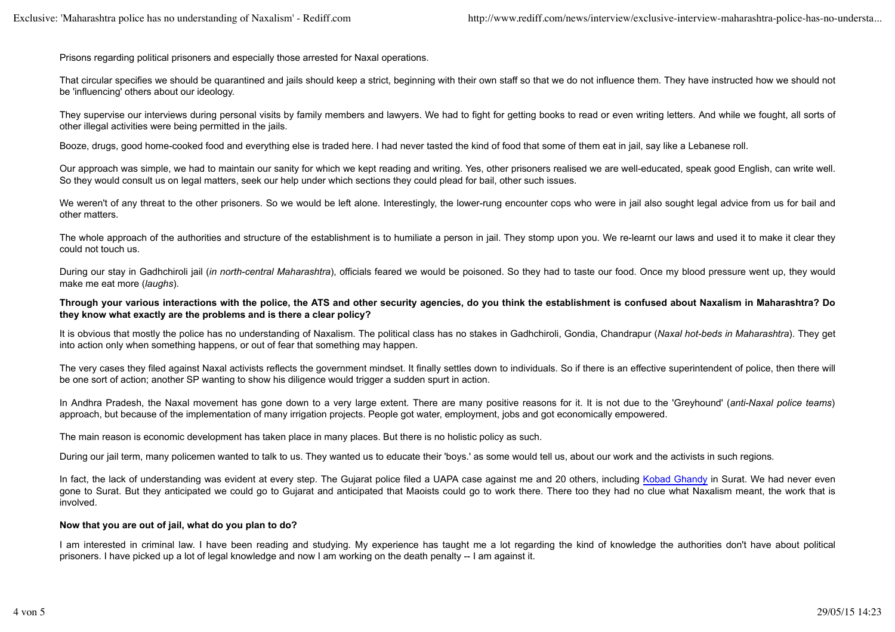Prisons regarding political prisoners and especially those arrested for Naxal operations.

That circular specifies we should be quarantined and jails should keep a strict, beginning with their own staff so that we do not influence them. They have instructed how we should not be 'influencing' others about our ideology.

They supervise our interviews during personal visits by family members and lawyers. We had to fight for getting books to read or even writing letters. And while we fought, all sorts of other illegal activities were being permitted in the jails.

Booze, drugs, good home-cooked food and everything else is traded here. I had never tasted the kind of food that some of them eat in jail, say like a Lebanese roll.

Our approach was simple, we had to maintain our sanity for which we kept reading and writing. Yes, other prisoners realised we are well-educated, speak good English, can write well. So they would consult us on legal matters, seek our help under which sections they could plead for bail, other such issues.

We weren't of any threat to the other prisoners. So we would be left alone. Interestingly, the lower-rung encounter cops who were in jail also sought legal advice from us for bail and other matters.

The whole approach of the authorities and structure of the establishment is to humiliate a person in jail. They stomp upon you. We re-learnt our laws and used it to make it clear they could not touch us.

During our stay in Gadhchiroli jail (*in north-central Maharashtra*), officials feared we would be poisoned. So they had to taste our food. Once my blood pressure went up, they would make me eat more (*laughs*).

**Through your various interactions with the police, the ATS and other security agencies, do you think the establishment is confused about Naxalism in Maharashtra? Do they know what exactly are the problems and is there a clear policy?**

It is obvious that mostly the police has no understanding of Naxalism. The political class has no stakes in Gadhchiroli, Gondia, Chandrapur (*Naxal hot-beds in Maharashtra*). They get into action only when something happens, or out of fear that something may happen.

The very cases they filed against Naxal activists reflects the government mindset. It finally settles down to individuals. So if there is an effective superintendent of police, then there will be one sort of action; another SP wanting to show his diligence would trigger a sudden spurt in action.

In Andhra Pradesh, the Naxal movement has gone down to a very large extent. There are many positive reasons for it. It is not due to the 'Greyhound' (*anti-Naxal police teams*) approach, but because of the implementation of many irrigation projects. People got water, employment, jobs and got economically empowered.

The main reason is economic development has taken place in many places. But there is no holistic policy as such.

During our jail term, many policemen wanted to talk to us. They wanted us to educate their 'boys.' as some would tell us, about our work and the activists in such regions.

In fact, the lack of understanding was evident at every step. The Gujarat police filed a UAPA case against me and 20 others, including Kobad Ghandy in Surat. We had never even gone to Surat. But they anticipated we could go to Gujarat and anticipated that Maoists could go to work there. There too they had no clue what Naxalism meant, the work that is involved.

**Now that you are out of jail, what do you plan to do?**

I am interested in criminal law. I have been reading and studying. My experience has taught me a lot regarding the kind of knowledge the authorities don't have about political prisoners. I have picked up a lot of legal knowledge and now I am working on the death penalty -- I am against it.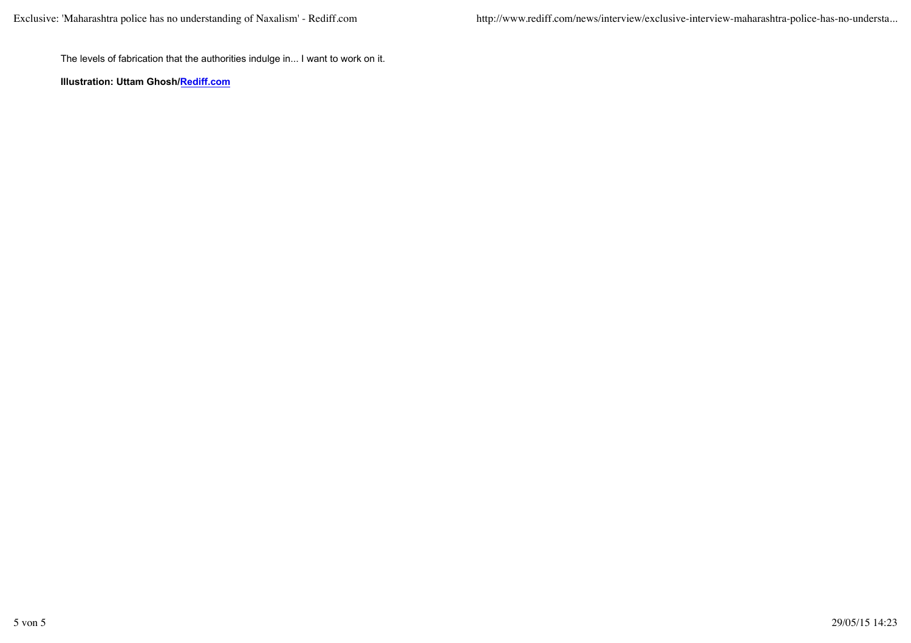The levels of fabrication that the authorities indulge in... I want to work on it.

**Illustration: Uttam Ghosh/Rediff.com**